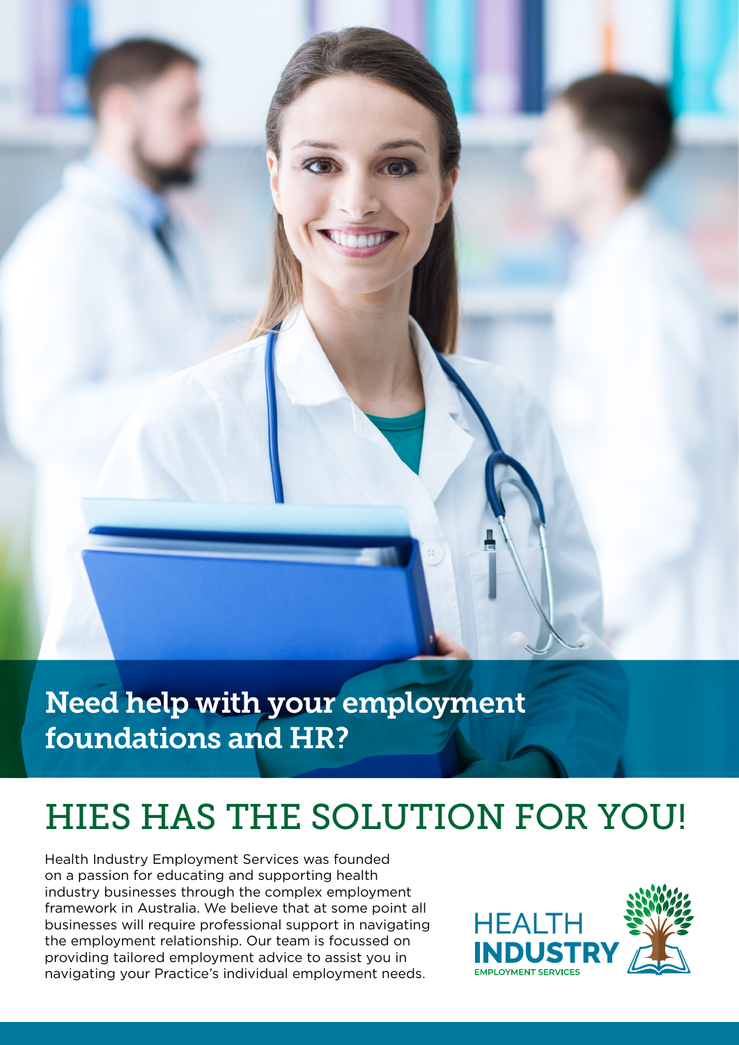## Need help with your employment foundations and HR?

# HIES HAS THE SOLUTION FOR YOU!

Health Industry Employment Services was founded on a passion for educating and supporting health industry businesses through the complex employment framework in Australia. We believe that at some point all businesses will require professional support in navigating the employment relationship. Our team is focussed on providing tailored employment advice to assist you in navigating your Practice's individual employment needs.

HEALTH INDUSTRY EMPLOYMENT SERVICES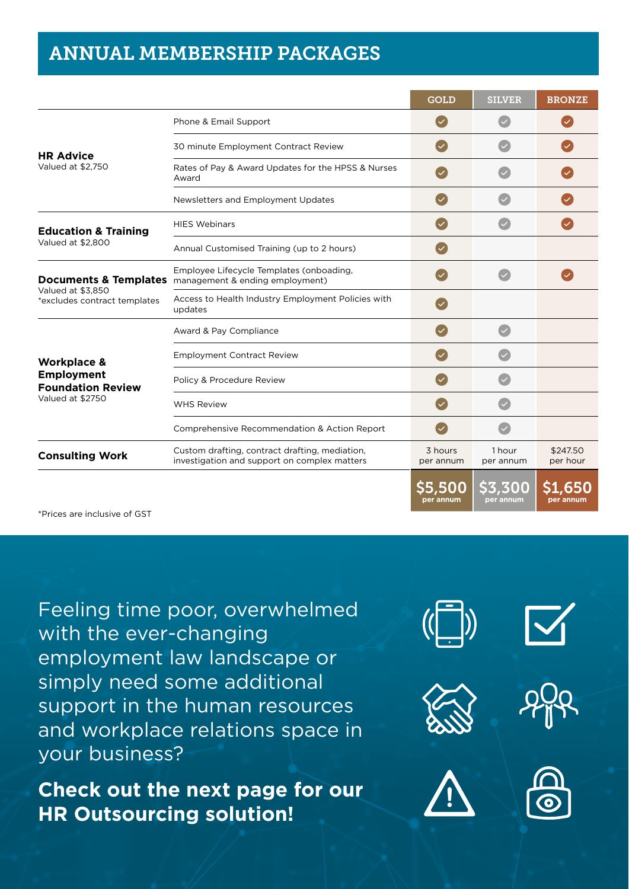# ANNUAL MEMBERSHIP PACKAGES

| | | GOLD | SILVER | BRONZE |
|---|---|---|---|---|
| **HR Advice** Valued at $2,750 | Phone & Email Support | ✓ | ✓ | ✓ |
| | 30 minute Employment Contract Review | ✓ | ✓ | ✓ |
| | Rates of Pay & Award Updates for the HPSS & Nurses Award | ✓ | ✓ | ✓ |
| | Newsletters and Employment Updates | ✓ | ✓ | ✓ |
| **Education & Training** Valued at $2,800 | HIES Webinars | ✓ | ✓ | ✓ |
| | Annual Customised Training (up to 2 hours) | ✓ | | |
| **Documents & Templates** Valued at $3,850 *excludes contract templates | Employee Lifecycle Templates (onboading, management & ending employment) | ✓ | ✓ | ✓ |
| | Access to Health Industry Employment Policies with updates | ✓ | | |
| **Workplace & Employment Foundation Review** Valued at $2750 | Award & Pay Compliance | ✓ | ✓ | |
| | Employment Contract Review | ✓ | ✓ | |
| | Policy & Procedure Review | ✓ | ✓ | |
| | WHS Review | ✓ | ✓ | |
| | Comprehensive Recommendation & Action Report | ✓ | ✓ | |
| **Consulting Work** | Custom drafting, contract drafting, mediation, investigation and support on complex matters | 3 hours per annum | 1 hour per annum | $247.50 per hour |
| | | **$5,500** per annum | **$3,300** per annum | **$1,650** per annum |

*Prices are inclusive of GST

Feeling time poor, overwhelmed with the ever-changing employment law landscape or simply need some additional support in the human resources and workplace relations space in your business?

**Check out the next page for our HR Outsourcing solution!**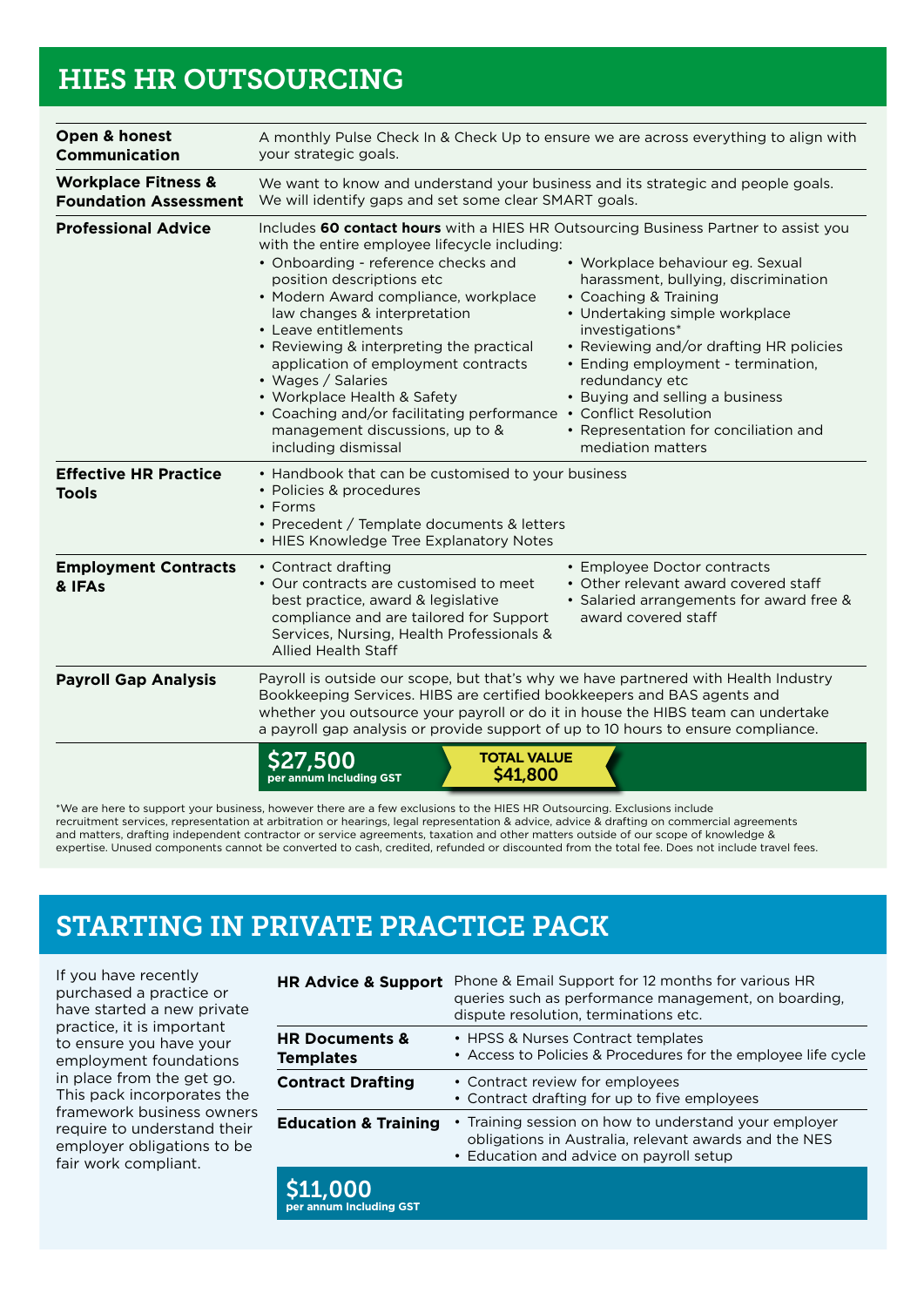## HIES HR OUTSOURCING

| | |
|---|---|
| **Open & honest Communication** | A monthly Pulse Check In & Check Up to ensure we are across everything to align with your strategic goals. |
| **Workplace Fitness & Foundation Assessment** | We want to know and understand your business and its strategic and people goals. We will identify gaps and set some clear SMART goals. |
| **Professional Advice** | Includes **60 contact hours** with a HIES HR Outsourcing Business Partner to assist you with the entire employee lifecycle including: <br>• Onboarding - reference checks and position descriptions etc<br>• Modern Award compliance, workplace law changes & interpretation<br>• Leave entitlements<br>• Reviewing & interpreting the practical application of employment contracts<br>• Wages / Salaries<br>• Workplace Health & Safety<br>• Coaching and/or facilitating performance management discussions, up to & including dismissal<br>• Workplace behaviour eg. Sexual harassment, bullying, discrimination<br>• Coaching & Training<br>• Undertaking simple workplace investigations*<br>• Reviewing and/or drafting HR policies<br>• Ending employment - termination, redundancy etc<br>• Buying and selling a business<br>• Conflict Resolution<br>• Representation for conciliation and mediation matters |
| **Effective HR Practice Tools** | • Handbook that can be customised to your business<br>• Policies & procedures<br>• Forms<br>• Precedent / Template documents & letters<br>• HIES Knowledge Tree Explanatory Notes |
| **Employment Contracts & IFAs** | • Contract drafting<br>• Our contracts are customised to meet best practice, award & legislative compliance and are tailored for Support Services, Nursing, Health Professionals & Allied Health Staff<br>• Employee Doctor contracts<br>• Other relevant award covered staff<br>• Salaried arrangements for award free & award covered staff |
| **Payroll Gap Analysis** | Payroll is outside our scope, but that's why we have partnered with Health Industry Bookkeeping Services. HIBS are certified bookkeepers and BAS agents and whether you outsource your payroll or do it in house the HIBS team can undertake a payroll gap analysis or provide support of up to 10 hours to ensure compliance. |
| | **$27,500** per annum Including GST — **TOTAL VALUE $41,800** |

*We are here to support your business, however there are a few exclusions to the HIES HR Outsourcing. Exclusions include recruitment services, representation at arbitration or hearings, legal representation & advice, advice & drafting on commercial agreements and matters, drafting independent contractor or service agreements, taxation and other matters outside of our scope of knowledge & expertise. Unused components cannot be converted to cash, credited, refunded or discounted from the total fee. Does not include travel fees.

## STARTING IN PRIVATE PRACTICE PACK

If you have recently purchased a practice or have started a new private practice, it is important to ensure you have your employment foundations in place from the get go. This pack incorporates the framework business owners require to understand their employer obligations to be fair work compliant.

| | |
|---|---|
| **HR Advice & Support** | Phone & Email Support for 12 months for various HR queries such as performance management, on boarding, dispute resolution, terminations etc. |
| **HR Documents & Templates** | • HPSS & Nurses Contract templates<br>• Access to Policies & Procedures for the employee life cycle |
| **Contract Drafting** | • Contract review for employees<br>• Contract drafting for up to five employees |
| **Education & Training** | • Training session on how to understand your employer obligations in Australia, relevant awards and the NES<br>• Education and advice on payroll setup |

**$11,000**
per annum Including GST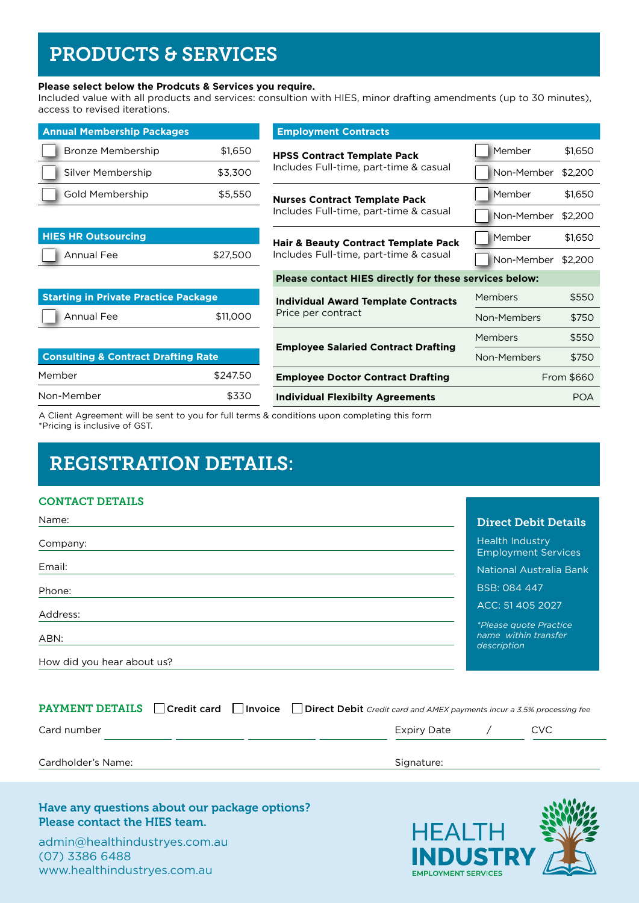# PRODUCTS & SERVICES

**Please select below the Prodcuts & Services you require.**
Included value with all products and services: consultion with HIES, minor drafting amendments (up to 30 minutes), access to revised iterations.

| Annual Membership Packages | |
|---|---|
| ☐ Bronze Membership | $1,650 |
| ☐ Silver Membership | $3,300 |
| ☐ Gold Membership | $5,550 |

| HIES HR Outsourcing | |
|---|---|
| ☐ Annual Fee | $27,500 |

| Starting in Private Practice Package | |
|---|---|
| ☐ Annual Fee | $11,000 |

| Consulting & Contract Drafting Rate | |
|---|---|
| Member | $247.50 |
| Non-Member | $330 |

| Employment Contracts | | |
|---|---|---|
| **HPSS Contract Template Pack** Includes Full-time, part-time & casual | ☐ Member | $1,650 |
| | ☐ Non-Member | $2,200 |
| **Nurses Contract Template Pack** Includes Full-time, part-time & casual | ☐ Member | $1,650 |
| | ☐ Non-Member | $2,200 |
| **Hair & Beauty Contract Template Pack** Includes Full-time, part-time & casual | ☐ Member | $1,650 |
| | ☐ Non-Member | $2,200 |
| **Please contact HIES directly for these services below:** | | |
| **Individual Award Template Contracts** Price per contract | Members | $550 |
| | Non-Members | $750 |
| **Employee Salaried Contract Drafting** | Members | $550 |
| | Non-Members | $750 |
| **Employee Doctor Contract Drafting** | | From $660 |
| **Individual Flexibilty Agreements** | | POA |

A Client Agreement will be sent to you for full terms & conditions upon completing this form
*Pricing is inclusive of GST.

# REGISTRATION DETAILS:

## CONTACT DETAILS

Name:

Company:

Email:

Phone:

Address:

ABN:

How did you hear about us?

### Direct Debit Details

Health Industry Employment Services

National Australia Bank

BSB: 084 447

ACC: 51 405 2027

*\*Please quote Practice name within transfer description*

## PAYMENT DETAILS

☐ Credit card ☐ Invoice ☐ Direct Debit *Credit card and AMEX payments incur a 3.5% processing fee*

Card number _______ _______ _______ _______ Expiry Date ___ / ___ CVC ______

Cardholder's Name: Signature:

**Have any questions about our package options? Please contact the HIES team.**

admin@healthindustryes.com.au
(07) 3386 6488
www.healthindustryes.com.au

HEALTH INDUSTRY EMPLOYMENT SERVICES